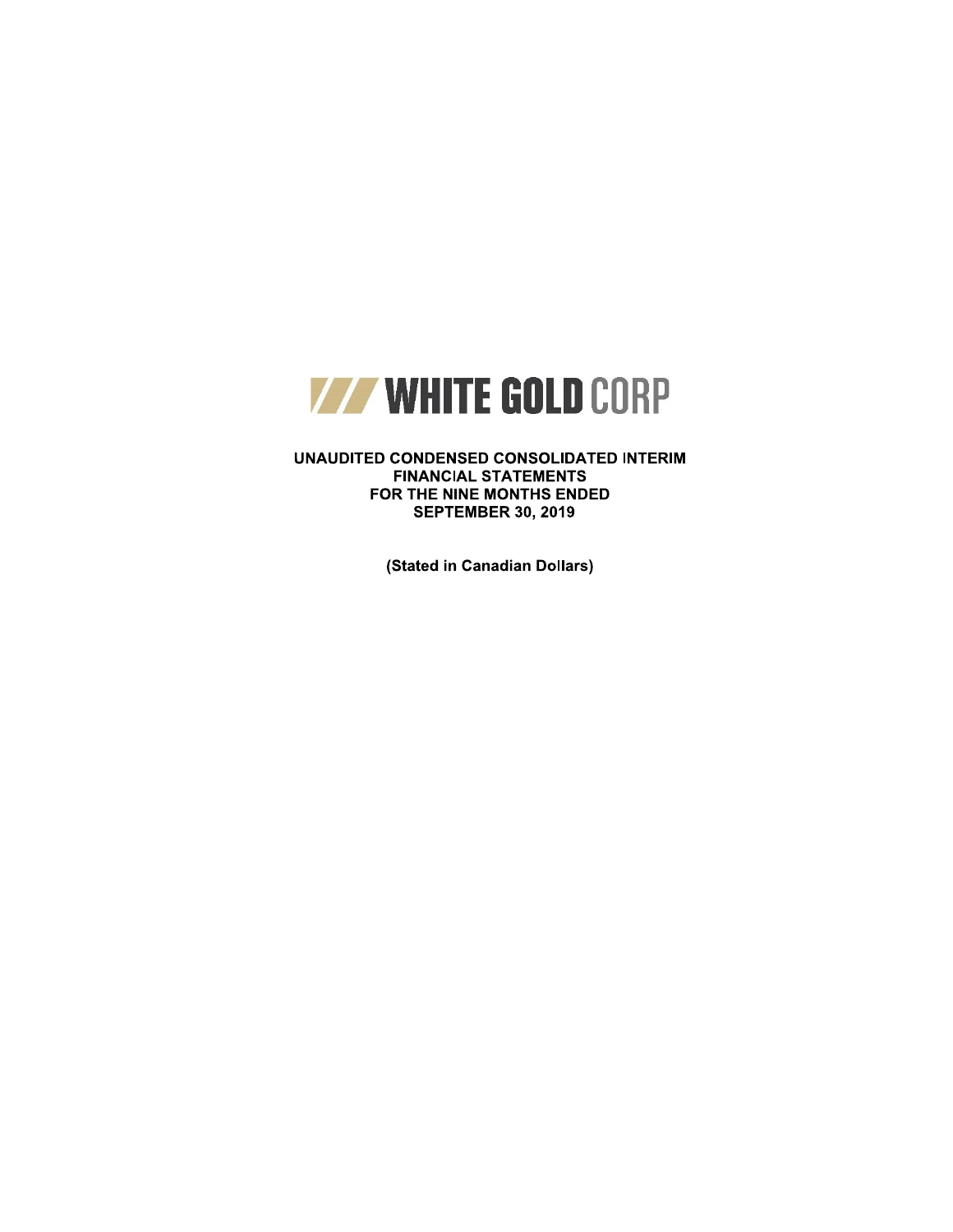# WHITE GOLD CORP

**UNAUDITED CONDENSED CONSOLIDATED INTERIM FINANCIAL STATEMENTS FOR THE NINE MONTHS ENDED SEPTEMBER 30, 2019**

**(Stated in Canadian Dollars)**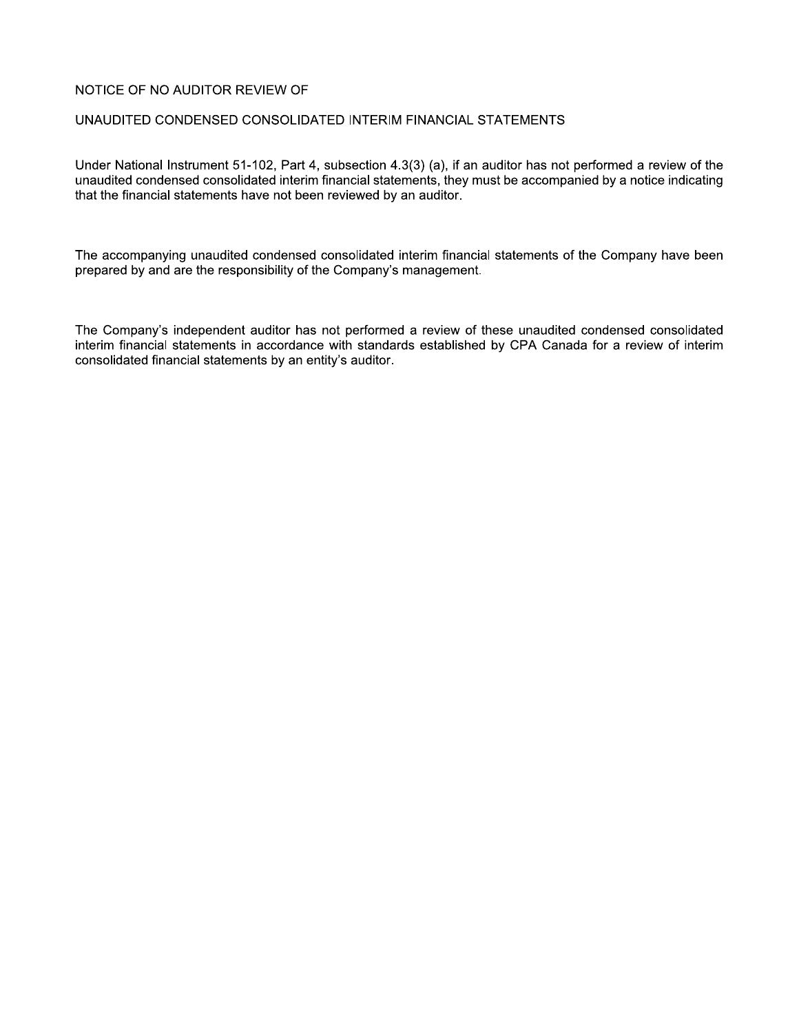# NOTICE OF NO AUDITOR REVIEW OF

# UNAUDITED CONDENSED CONSOLIDATED INTERIM FINANCIAL STATEMENTS

Under National Instrument 51-102, Part 4, subsection 4.3(3) (a), if an auditor has not performed a review of the unaudited condensed consolidated interim financial statements, they must be accompanied by a notice indicating that the financial statements have not been reviewed by an auditor.

The accompanying unaudited condensed consolidated interim financial statements of the Company have been prepared by and are the responsibility of the Company's management.

The Company's independent auditor has not performed a review of these unaudited condensed consolidated interim financial statements in accordance with standards established by CPA Canada for a review of interim consolidated financial statements by an entity's auditor.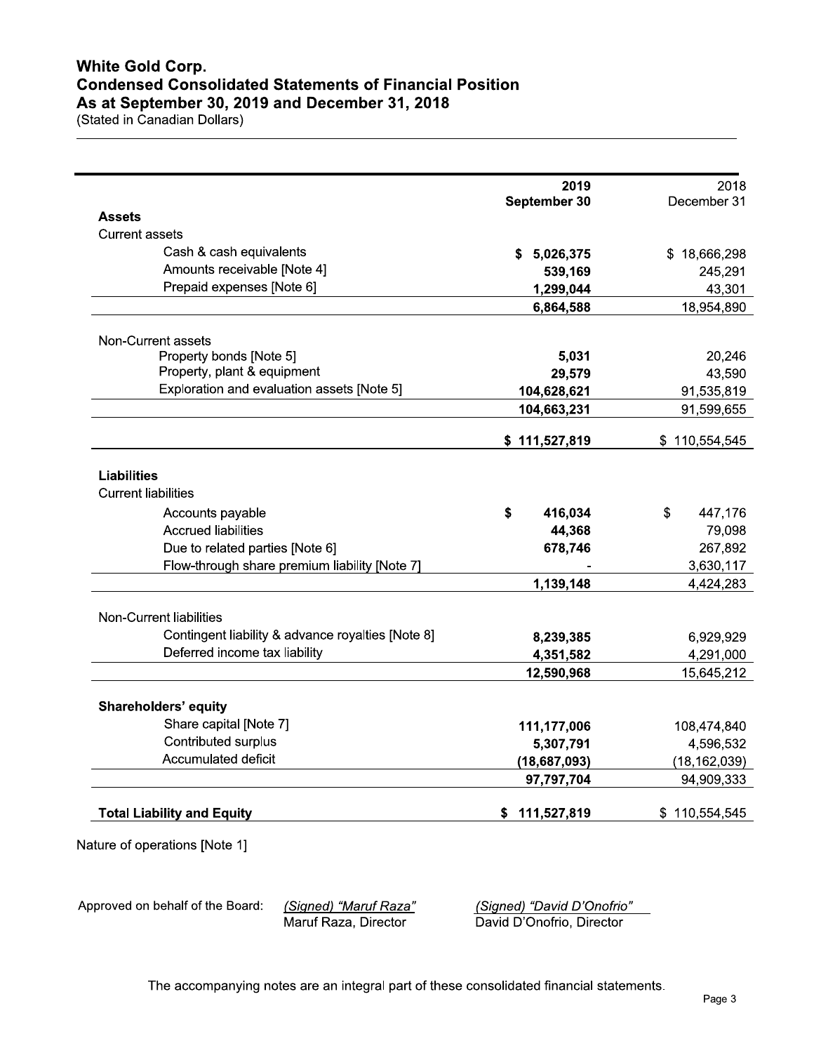# White Gold Corp.
## Condensed Consolidated Statements of Financial Position
### As at September 30, 2019 and December 31, 2018

(Stated in Canadian Dollars)

| | 2019 September 30 | 2018 December 31 |
|---|---|---|
| **Assets** | | |
| Current assets | | |
| Cash & cash equivalents | **$ 5,026,375** | $ 18,666,298 |
| Amounts receivable [Note 4] | **539,169** | 245,291 |
| Prepaid expenses [Note 6] | **1,299,044** | 43,301 |
| | **6,864,588** | 18,954,890 |
| Non-Current assets | | |
| Property bonds [Note 5] | **5,031** | 20,246 |
| Property, plant & equipment | **29,579** | 43,590 |
| Exploration and evaluation assets [Note 5] | **104,628,621** | 91,535,819 |
| | **104,663,231** | 91,599,655 |
| | **$ 111,527,819** | $ 110,554,545 |
| **Liabilities** | | |
| Current liabilities | | |
| Accounts payable | **$ 416,034** | $ 447,176 |
| Accrued liabilities | **44,368** | 79,098 |
| Due to related parties [Note 6] | **678,746** | 267,892 |
| Flow-through share premium liability [Note 7] | **-** | 3,630,117 |
| | **1,139,148** | 4,424,283 |
| Non-Current liabilities | | |
| Contingent liability & advance royalties [Note 8] | **8,239,385** | 6,929,929 |
| Deferred income tax liability | **4,351,582** | 4,291,000 |
| | **12,590,968** | 15,645,212 |
| **Shareholders' equity** | | |
| Share capital [Note 7] | **111,177,006** | 108,474,840 |
| Contributed surplus | **5,307,791** | 4,596,532 |
| Accumulated deficit | **(18,687,093)** | (18,162,039) |
| | **97,797,704** | 94,909,333 |
| **Total Liability and Equity** | **$ 111,527,819** | $ 110,554,545 |

Nature of operations [Note 1]

Approved on behalf of the Board:

*(Signed) "Maruf Raza"*
Maruf Raza, Director

*(Signed) "David D'Onofrio"*
David D'Onofrio, Director

The accompanying notes are an integral part of these consolidated financial statements.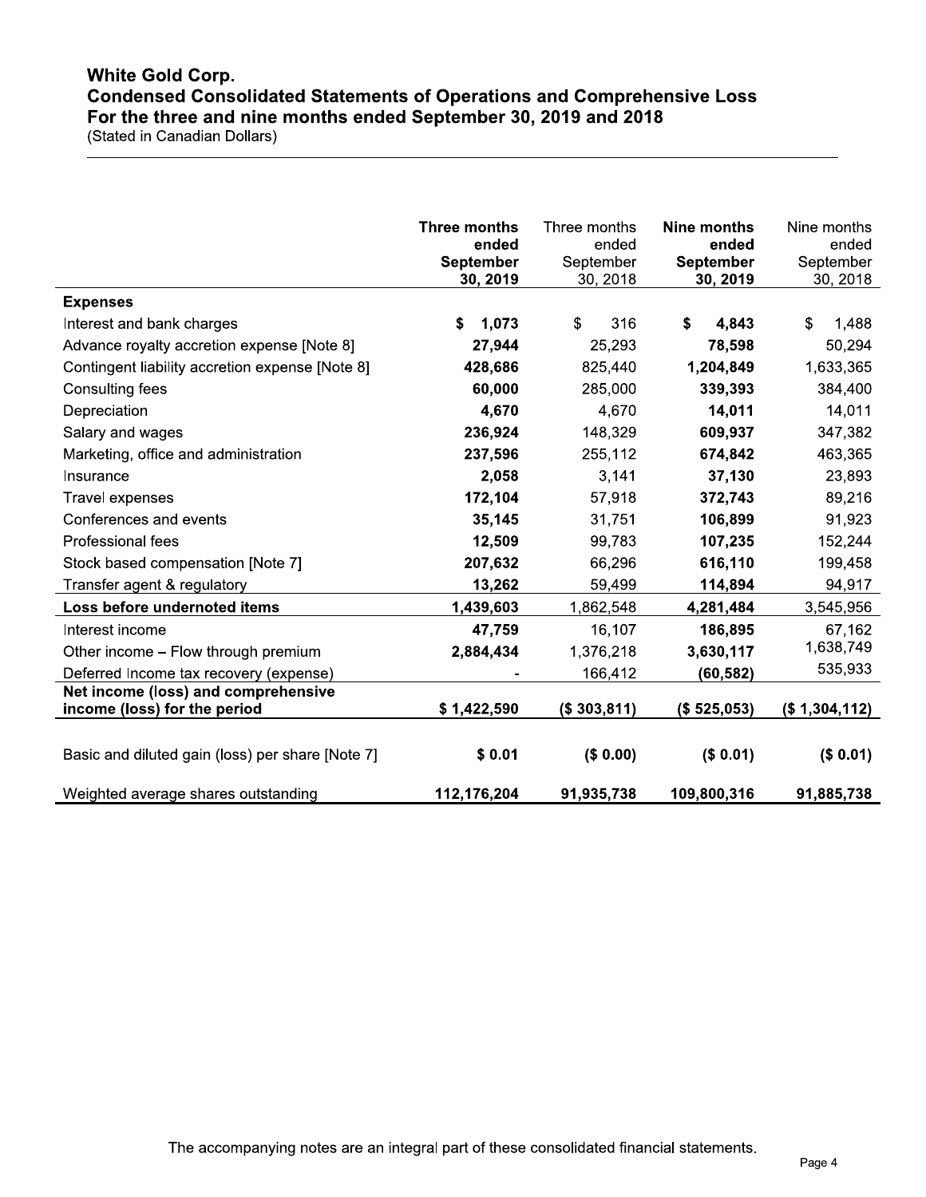# White Gold Corp.
## Condensed Consolidated Statements of Operations and Comprehensive Loss
### For the three and nine months ended September 30, 2019 and 2018
(Stated in Canadian Dollars)

| | **Three months ended September 30, 2019** | Three months ended September 30, 2018 | **Nine months ended September 30, 2019** | Nine months ended September 30, 2018 |
|---|---|---|---|---|
| **Expenses** | | | | |
| Interest and bank charges | **$ 1,073** | $ 316 | **$ 4,843** | $ 1,488 |
| Advance royalty accretion expense [Note 8] | **27,944** | 25,293 | **78,598** | 50,294 |
| Contingent liability accretion expense [Note 8] | **428,686** | 825,440 | **1,204,849** | 1,633,365 |
| Consulting fees | **60,000** | 285,000 | **339,393** | 384,400 |
| Depreciation | **4,670** | 4,670 | **14,011** | 14,011 |
| Salary and wages | **236,924** | 148,329 | **609,937** | 347,382 |
| Marketing, office and administration | **237,596** | 255,112 | **674,842** | 463,365 |
| Insurance | **2,058** | 3,141 | **37,130** | 23,893 |
| Travel expenses | **172,104** | 57,918 | **372,743** | 89,216 |
| Conferences and events | **35,145** | 31,751 | **106,899** | 91,923 |
| Professional fees | **12,509** | 99,783 | **107,235** | 152,244 |
| Stock based compensation [Note 7] | **207,632** | 66,296 | **616,110** | 199,458 |
| Transfer agent & regulatory | **13,262** | 59,499 | **114,894** | 94,917 |
| **Loss before undernoted items** | **1,439,603** | 1,862,548 | **4,281,484** | 3,545,956 |
| Interest income | **47,759** | 16,107 | **186,895** | 67,162 |
| Other income – Flow through premium | **2,884,434** | 1,376,218 | **3,630,117** | 1,638,749 |
| Deferred Income tax recovery (expense) | **-** | 166,412 | **(60,582)** | 535,933 |
| **Net income (loss) and comprehensive income (loss) for the period** | **$ 1,422,590** | **($ 303,811)** | **($ 525,053)** | **($ 1,304,112)** |
| | | | | |
| Basic and diluted gain (loss) per share [Note 7] | **$ 0.01** | **($ 0.00)** | **($ 0.01)** | **($ 0.01)** |
| Weighted average shares outstanding | **112,176,204** | **91,935,738** | **109,800,316** | **91,885,738** |

The accompanying notes are an integral part of these consolidated financial statements.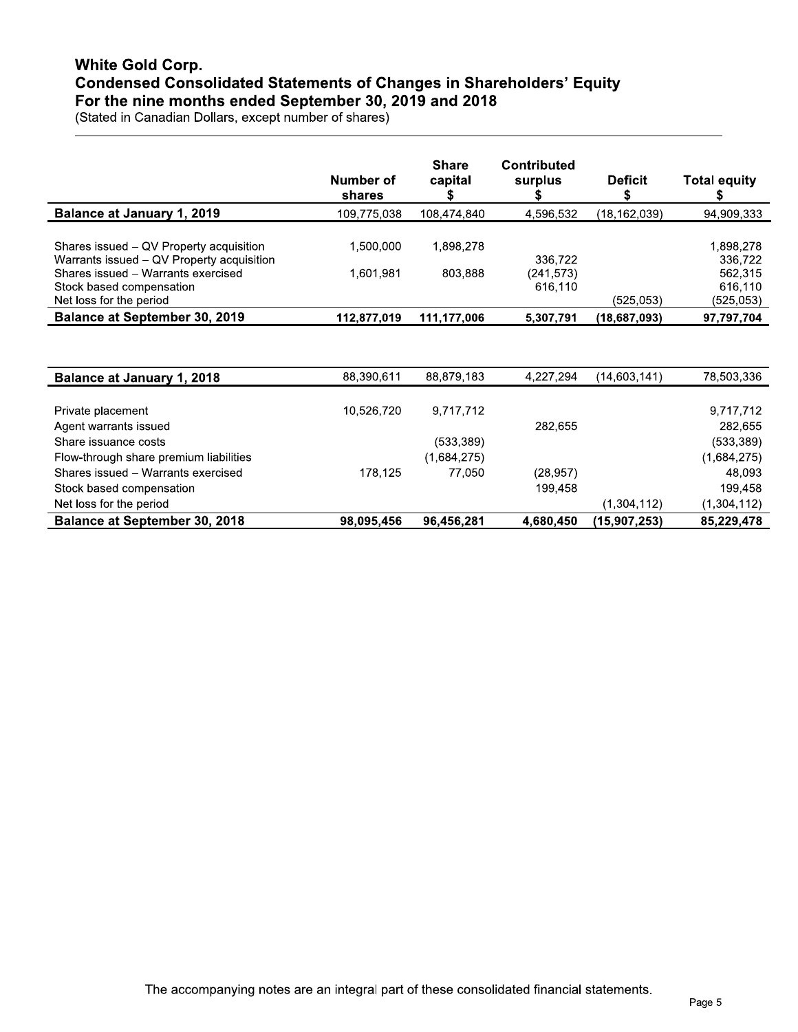# White Gold Corp.
## Condensed Consolidated Statements of Changes in Shareholders' Equity
## For the nine months ended September 30, 2019 and 2018

(Stated in Canadian Dollars, except number of shares)

| | Number of shares | Share capital $ | Contributed surplus $ | Deficit $ | Total equity $ |
|---|---|---|---|---|---|
| **Balance at January 1, 2019** | 109,775,038 | 108,474,840 | 4,596,532 | (18,162,039) | 94,909,333 |
| Shares issued – QV Property acquisition | 1,500,000 | 1,898,278 | | | 1,898,278 |
| Warrants issued – QV Property acquisition | | | 336,722 | | 336,722 |
| Shares issued – Warrants exercised | 1,601,981 | 803,888 | (241,573) | | 562,315 |
| Stock based compensation | | | 616,110 | | 616,110 |
| Net loss for the period | | | | (525,053) | (525,053) |
| **Balance at September 30, 2019** | **112,877,019** | **111,177,006** | **5,307,791** | **(18,687,093)** | **97,797,704** |

| | Number of shares | Share capital $ | Contributed surplus $ | Deficit $ | Total equity $ |
|---|---|---|---|---|---|
| **Balance at January 1, 2018** | 88,390,611 | 88,879,183 | 4,227,294 | (14,603,141) | 78,503,336 |
| Private placement | 10,526,720 | 9,717,712 | | | 9,717,712 |
| Agent warrants issued | | | 282,655 | | 282,655 |
| Share issuance costs | | (533,389) | | | (533,389) |
| Flow-through share premium liabilities | | (1,684,275) | | | (1,684,275) |
| Shares issued – Warrants exercised | 178,125 | 77,050 | (28,957) | | 48,093 |
| Stock based compensation | | | 199,458 | | 199,458 |
| Net loss for the period | | | | (1,304,112) | (1,304,112) |
| **Balance at September 30, 2018** | **98,095,456** | **96,456,281** | **4,680,450** | **(15,907,253)** | **85,229,478** |

The accompanying notes are an integral part of these consolidated financial statements.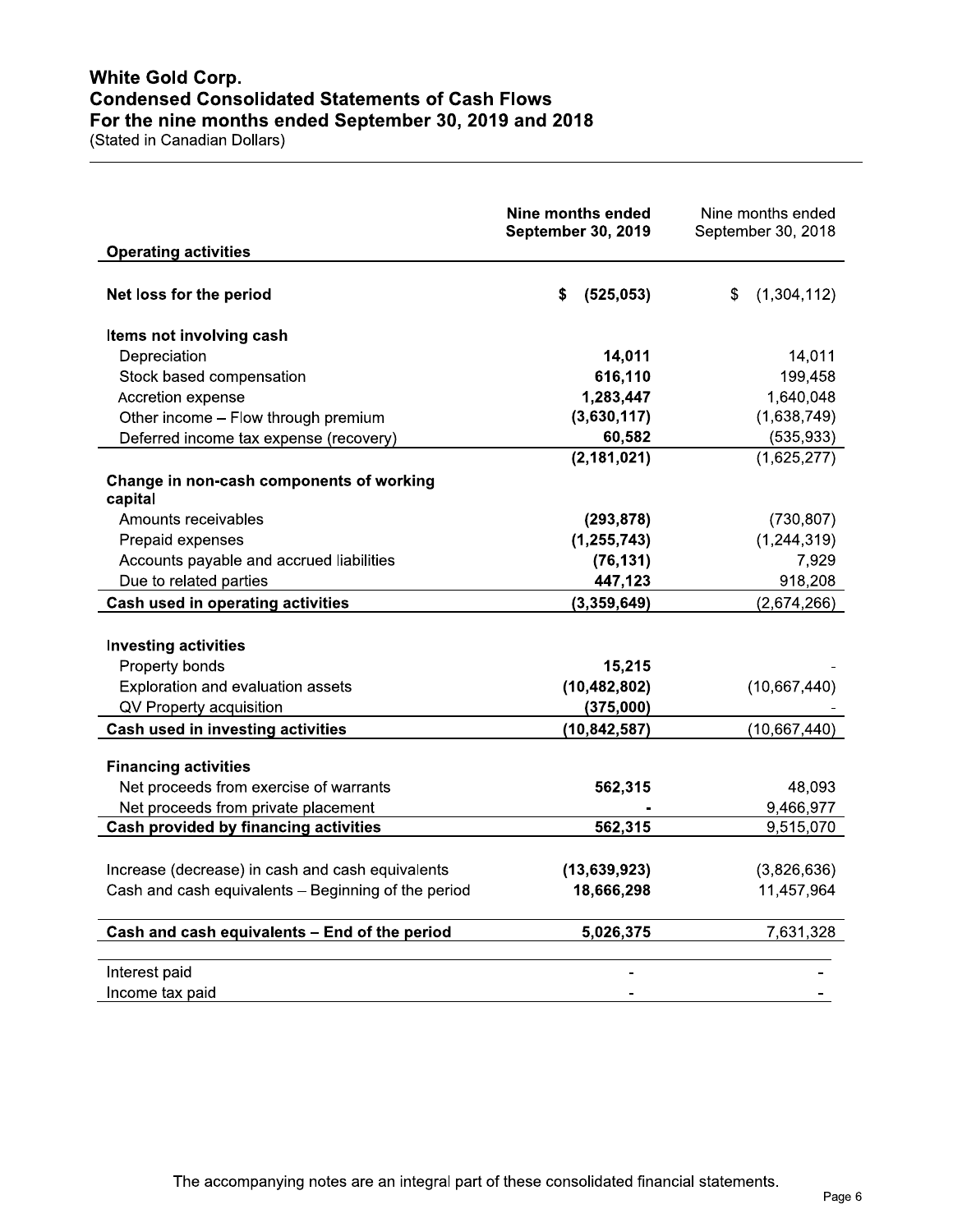# White Gold Corp.
## Condensed Consolidated Statements of Cash Flows
## For the nine months ended September 30, 2019 and 2018
(Stated in Canadian Dollars)

| | **Nine months ended September 30, 2019** | Nine months ended September 30, 2018 |
|---|---|---|
| **Operating activities** | | |
| **Net loss for the period** | **$ (525,053)** | $ (1,304,112) |
| **Items not involving cash** | | |
| Depreciation | **14,011** | 14,011 |
| Stock based compensation | **616,110** | 199,458 |
| Accretion expense | **1,283,447** | 1,640,048 |
| Other income – Flow through premium | **(3,630,117)** | (1,638,749) |
| Deferred income tax expense (recovery) | **60,582** | (535,933) |
| | **(2,181,021)** | (1,625,277) |
| **Change in non-cash components of working capital** | | |
| Amounts receivables | **(293,878)** | (730,807) |
| Prepaid expenses | **(1,255,743)** | (1,244,319) |
| Accounts payable and accrued liabilities | **(76,131)** | 7,929 |
| Due to related parties | **447,123** | 918,208 |
| **Cash used in operating activities** | **(3,359,649)** | (2,674,266) |
| **Investing activities** | | |
| Property bonds | **15,215** | - |
| Exploration and evaluation assets | **(10,482,802)** | (10,667,440) |
| QV Property acquisition | **(375,000)** | - |
| **Cash used in investing activities** | **(10,842,587)** | (10,667,440) |
| **Financing activities** | | |
| Net proceeds from exercise of warrants | **562,315** | 48,093 |
| Net proceeds from private placement | **-** | 9,466,977 |
| **Cash provided by financing activities** | **562,315** | 9,515,070 |
| Increase (decrease) in cash and cash equivalents | **(13,639,923)** | (3,826,636) |
| Cash and cash equivalents – Beginning of the period | **18,666,298** | 11,457,964 |
| **Cash and cash equivalents – End of the period** | **5,026,375** | 7,631,328 |
| Interest paid | - | - |
| Income tax paid | - | - |

The accompanying notes are an integral part of these consolidated financial statements.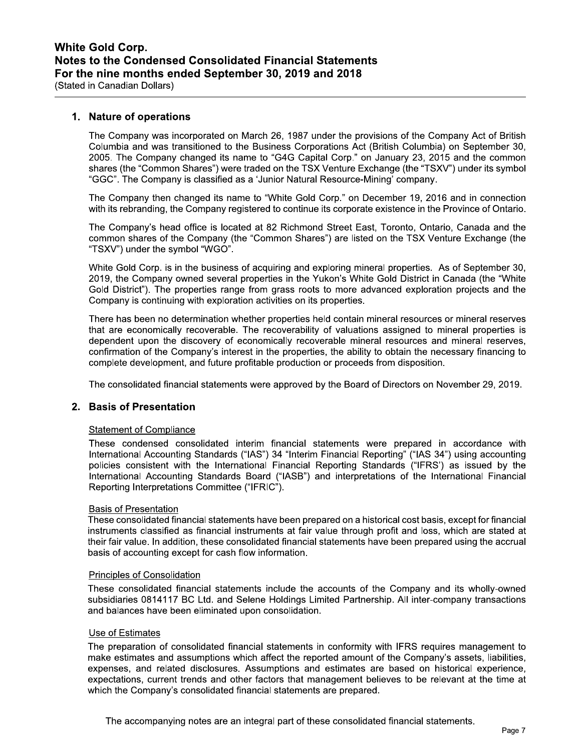# White Gold Corp.
# Notes to the Condensed Consolidated Financial Statements
# For the nine months ended September 30, 2019 and 2018
(Stated in Canadian Dollars)

## 1. Nature of operations

The Company was incorporated on March 26, 1987 under the provisions of the Company Act of British Columbia and was transitioned to the Business Corporations Act (British Columbia) on September 30, 2005. The Company changed its name to "G4G Capital Corp." on January 23, 2015 and the common shares (the "Common Shares") were traded on the TSX Venture Exchange (the "TSXV") under its symbol "GGC". The Company is classified as a 'Junior Natural Resource-Mining' company.

The Company then changed its name to "White Gold Corp." on December 19, 2016 and in connection with its rebranding, the Company registered to continue its corporate existence in the Province of Ontario.

The Company's head office is located at 82 Richmond Street East, Toronto, Ontario, Canada and the common shares of the Company (the "Common Shares") are listed on the TSX Venture Exchange (the "TSXV") under the symbol "WGO".

White Gold Corp. is in the business of acquiring and exploring mineral properties. As of September 30, 2019, the Company owned several properties in the Yukon's White Gold District in Canada (the "White Gold District"). The properties range from grass roots to more advanced exploration projects and the Company is continuing with exploration activities on its properties.

There has been no determination whether properties held contain mineral resources or mineral reserves that are economically recoverable. The recoverability of valuations assigned to mineral properties is dependent upon the discovery of economically recoverable mineral resources and mineral reserves, confirmation of the Company's interest in the properties, the ability to obtain the necessary financing to complete development, and future profitable production or proceeds from disposition.

The consolidated financial statements were approved by the Board of Directors on November 29, 2019.

## 2. Basis of Presentation

### Statement of Compliance

These condensed consolidated interim financial statements were prepared in accordance with International Accounting Standards ("IAS") 34 "Interim Financial Reporting" ("IAS 34") using accounting policies consistent with the International Financial Reporting Standards ("IFRS') as issued by the International Accounting Standards Board ("IASB") and interpretations of the International Financial Reporting Interpretations Committee ("IFRIC").

### Basis of Presentation

These consolidated financial statements have been prepared on a historical cost basis, except for financial instruments classified as financial instruments at fair value through profit and loss, which are stated at their fair value. In addition, these consolidated financial statements have been prepared using the accrual basis of accounting except for cash flow information.

### Principles of Consolidation

These consolidated financial statements include the accounts of the Company and its wholly-owned subsidiaries 0814117 BC Ltd. and Selene Holdings Limited Partnership. All inter-company transactions and balances have been eliminated upon consolidation.

### Use of Estimates

The preparation of consolidated financial statements in conformity with IFRS requires management to make estimates and assumptions which affect the reported amount of the Company's assets, liabilities, expenses, and related disclosures. Assumptions and estimates are based on historical experience, expectations, current trends and other factors that management believes to be relevant at the time at which the Company's consolidated financial statements are prepared.

The accompanying notes are an integral part of these consolidated financial statements.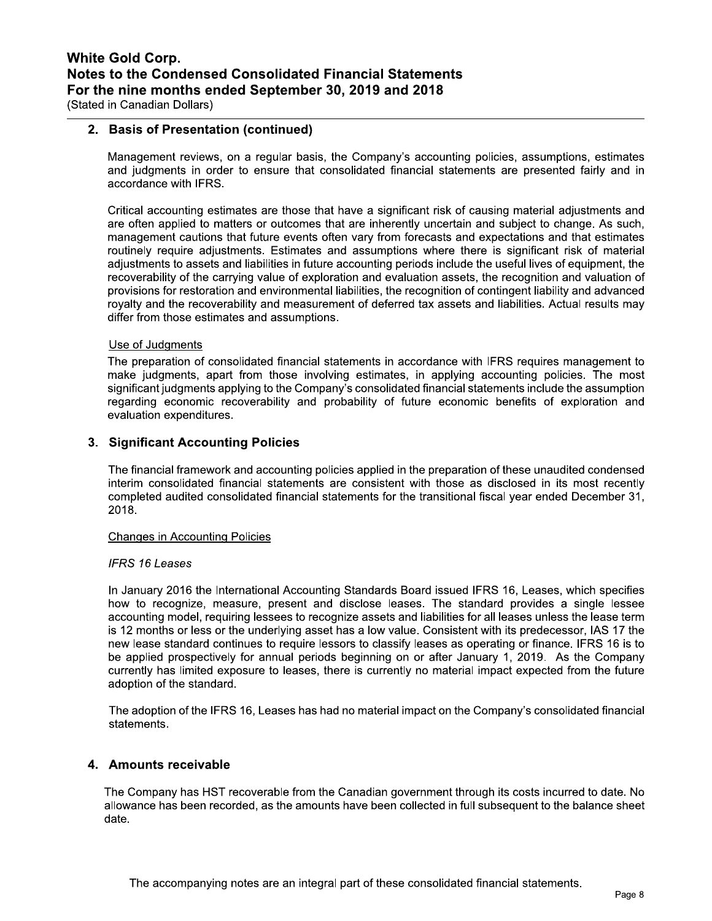## 2. Basis of Presentation (continued)

Management reviews, on a regular basis, the Company's accounting policies, assumptions, estimates and judgments in order to ensure that consolidated financial statements are presented fairly and in accordance with IFRS.

Critical accounting estimates are those that have a significant risk of causing material adjustments and are often applied to matters or outcomes that are inherently uncertain and subject to change. As such, management cautions that future events often vary from forecasts and expectations and that estimates routinely require adjustments. Estimates and assumptions where there is significant risk of material adjustments to assets and liabilities in future accounting periods include the useful lives of equipment, the recoverability of the carrying value of exploration and evaluation assets, the recognition and valuation of provisions for restoration and environmental liabilities, the recognition of contingent liability and advanced royalty and the recoverability and measurement of deferred tax assets and liabilities. Actual results may differ from those estimates and assumptions.

Use of Judgments

The preparation of consolidated financial statements in accordance with IFRS requires management to make judgments, apart from those involving estimates, in applying accounting policies. The most significant judgments applying to the Company's consolidated financial statements include the assumption regarding economic recoverability and probability of future economic benefits of exploration and evaluation expenditures.

## 3. Significant Accounting Policies

The financial framework and accounting policies applied in the preparation of these unaudited condensed interim consolidated financial statements are consistent with those as disclosed in its most recently completed audited consolidated financial statements for the transitional fiscal year ended December 31, 2018.

Changes in Accounting Policies

*IFRS 16 Leases*

In January 2016 the International Accounting Standards Board issued IFRS 16, Leases, which specifies how to recognize, measure, present and disclose leases. The standard provides a single lessee accounting model, requiring lessees to recognize assets and liabilities for all leases unless the lease term is 12 months or less or the underlying asset has a low value. Consistent with its predecessor, IAS 17 the new lease standard continues to require lessors to classify leases as operating or finance. IFRS 16 is to be applied prospectively for annual periods beginning on or after January 1, 2019. As the Company currently has limited exposure to leases, there is currently no material impact expected from the future adoption of the standard.

The adoption of the IFRS 16, Leases has had no material impact on the Company's consolidated financial statements.

## 4. Amounts receivable

The Company has HST recoverable from the Canadian government through its costs incurred to date. No allowance has been recorded, as the amounts have been collected in full subsequent to the balance sheet date.

The accompanying notes are an integral part of these consolidated financial statements.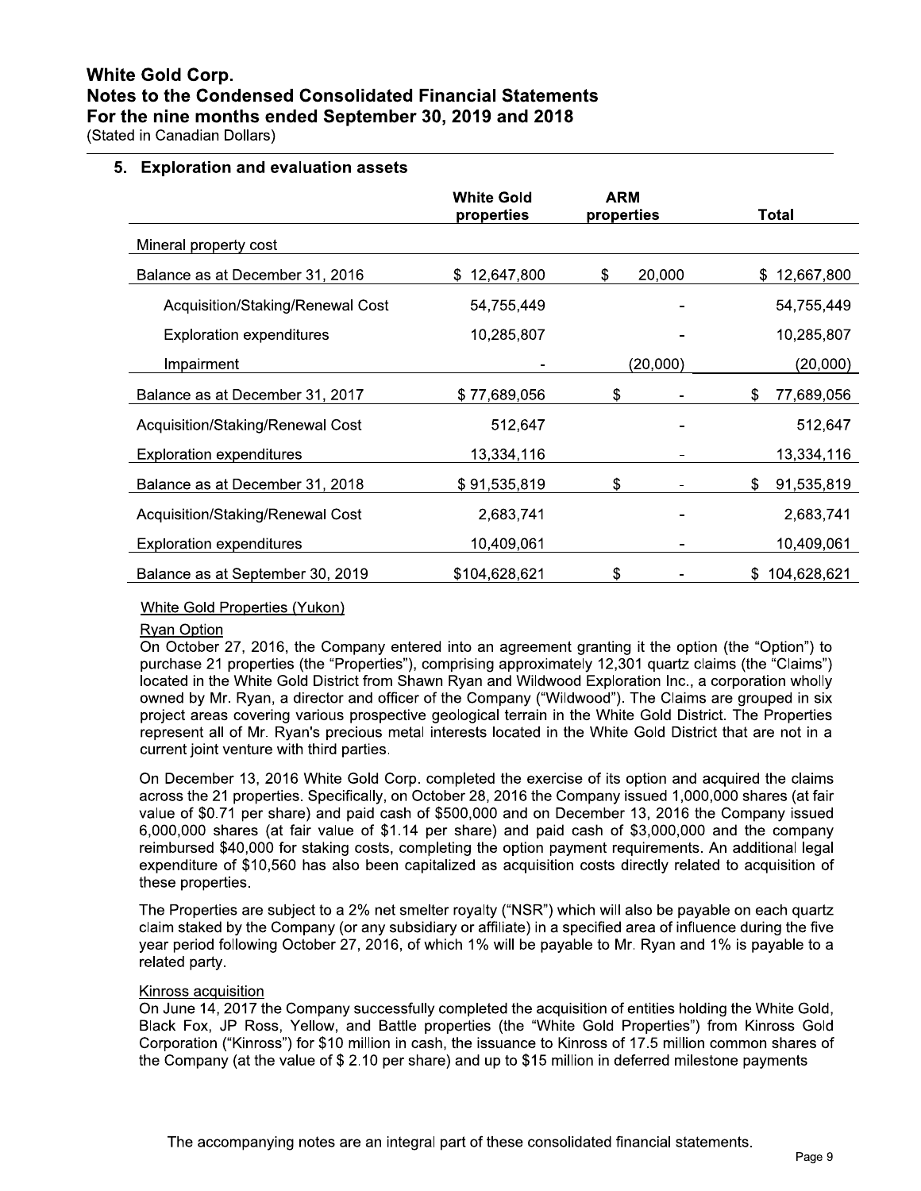# White Gold Corp.

## Notes to the Condensed Consolidated Financial Statements

## For the nine months ended September 30, 2019 and 2018

(Stated in Canadian Dollars)

### 5. Exploration and evaluation assets

| | White Gold properties | ARM properties | Total |
|---|---|---|---|
| Mineral property cost | | | |
| Balance as at December 31, 2016 | $ 12,647,800 | $ 20,000 | $ 12,667,800 |
| Acquisition/Staking/Renewal Cost | 54,755,449 | - | 54,755,449 |
| Exploration expenditures | 10,285,807 | - | 10,285,807 |
| Impairment | - | (20,000) | (20,000) |
| Balance as at December 31, 2017 | $ 77,689,056 | $ - | $ 77,689,056 |
| Acquisition/Staking/Renewal Cost | 512,647 | - | 512,647 |
| Exploration expenditures | 13,334,116 | - | 13,334,116 |
| Balance as at December 31, 2018 | $ 91,535,819 | $ - | $ 91,535,819 |
| Acquisition/Staking/Renewal Cost | 2,683,741 | - | 2,683,741 |
| Exploration expenditures | 10,409,061 | - | 10,409,061 |
| Balance as at September 30, 2019 | $104,628,621 | $ - | $ 104,628,621 |

White Gold Properties (Yukon)

Ryan Option

On October 27, 2016, the Company entered into an agreement granting it the option (the "Option") to purchase 21 properties (the "Properties"), comprising approximately 12,301 quartz claims (the "Claims") located in the White Gold District from Shawn Ryan and Wildwood Exploration Inc., a corporation wholly owned by Mr. Ryan, a director and officer of the Company ("Wildwood"). The Claims are grouped in six project areas covering various prospective geological terrain in the White Gold District. The Properties represent all of Mr. Ryan's precious metal interests located in the White Gold District that are not in a current joint venture with third parties.

On December 13, 2016 White Gold Corp. completed the exercise of its option and acquired the claims across the 21 properties. Specifically, on October 28, 2016 the Company issued 1,000,000 shares (at fair value of $0.71 per share) and paid cash of $500,000 and on December 13, 2016 the Company issued 6,000,000 shares (at fair value of $1.14 per share) and paid cash of $3,000,000 and the company reimbursed $40,000 for staking costs, completing the option payment requirements. An additional legal expenditure of $10,560 has also been capitalized as acquisition costs directly related to acquisition of these properties.

The Properties are subject to a 2% net smelter royalty ("NSR") which will also be payable on each quartz claim staked by the Company (or any subsidiary or affiliate) in a specified area of influence during the five year period following October 27, 2016, of which 1% will be payable to Mr. Ryan and 1% is payable to a related party.

Kinross acquisition

On June 14, 2017 the Company successfully completed the acquisition of entities holding the White Gold, Black Fox, JP Ross, Yellow, and Battle properties (the "White Gold Properties") from Kinross Gold Corporation ("Kinross") for $10 million in cash, the issuance to Kinross of 17.5 million common shares of the Company (at the value of $ 2.10 per share) and up to $15 million in deferred milestone payments

The accompanying notes are an integral part of these consolidated financial statements.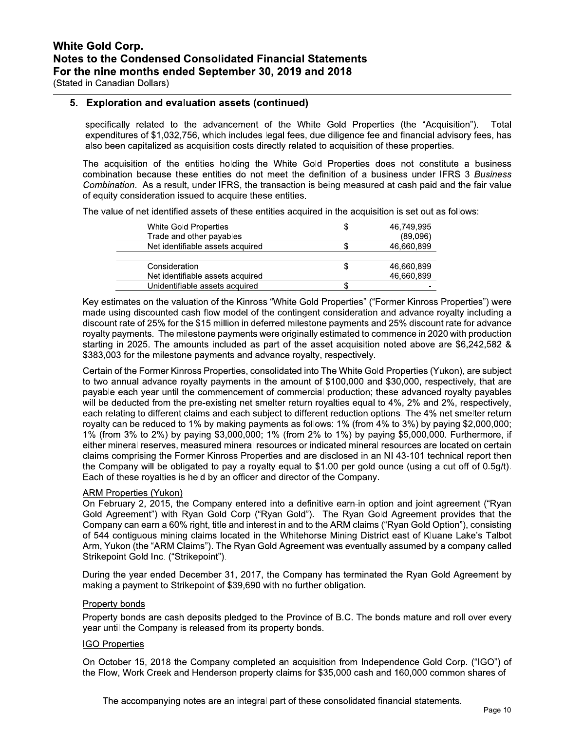## 5. Exploration and evaluation assets (continued)

specifically related to the advancement of the White Gold Properties (the "Acquisition"). Total expenditures of $1,032,756, which includes legal fees, due diligence fee and financial advisory fees, has also been capitalized as acquisition costs directly related to acquisition of these properties.

The acquisition of the entities holding the White Gold Properties does not constitute a business combination because these entities do not meet the definition of a business under IFRS 3 *Business Combination*. As a result, under IFRS, the transaction is being measured at cash paid and the fair value of equity consideration issued to acquire these entities.

The value of net identified assets of these entities acquired in the acquisition is set out as follows:

| | | |
|---|---|---|
| White Gold Properties | $ | 46,749,995 |
| Trade and other payables | | (89,096) |
| Net identifiable assets acquired | $ | 46,660,899 |
| | | |
| Consideration | $ | 46,660,899 |
| Net identifiable assets acquired | | 46,660,899 |
| Unidentifiable assets acquired | $ | - |

Key estimates on the valuation of the Kinross "White Gold Properties" ("Former Kinross Properties") were made using discounted cash flow model of the contingent consideration and advance royalty including a discount rate of 25% for the $15 million in deferred milestone payments and 25% discount rate for advance royalty payments. The milestone payments were originally estimated to commence in 2020 with production starting in 2025. The amounts included as part of the asset acquisition noted above are $6,242,582 & $383,003 for the milestone payments and advance royalty, respectively.

Certain of the Former Kinross Properties, consolidated into The White Gold Properties (Yukon), are subject to two annual advance royalty payments in the amount of $100,000 and $30,000, respectively, that are payable each year until the commencement of commercial production; these advanced royalty payables will be deducted from the pre-existing net smelter return royalties equal to 4%, 2% and 2%, respectively, each relating to different claims and each subject to different reduction options. The 4% net smelter return royalty can be reduced to 1% by making payments as follows: 1% (from 4% to 3%) by paying $2,000,000; 1% (from 3% to 2%) by paying $3,000,000; 1% (from 2% to 1%) by paying $5,000,000. Furthermore, if either mineral reserves, measured mineral resources or indicated mineral resources are located on certain claims comprising the Former Kinross Properties and are disclosed in an NI 43-101 technical report then the Company will be obligated to pay a royalty equal to $1.00 per gold ounce (using a cut off of 0.5g/t). Each of these royalties is held by an officer and director of the Company.

### ARM Properties (Yukon)

On February 2, 2015, the Company entered into a definitive earn-in option and joint agreement ("Ryan Gold Agreement") with Ryan Gold Corp ("Ryan Gold"). The Ryan Gold Agreement provides that the Company can earn a 60% right, title and interest in and to the ARM claims ("Ryan Gold Option"), consisting of 544 contiguous mining claims located in the Whitehorse Mining District east of Kluane Lake's Talbot Arm, Yukon (the "ARM Claims"). The Ryan Gold Agreement was eventually assumed by a company called Strikepoint Gold Inc. ("Strikepoint").

During the year ended December 31, 2017, the Company has terminated the Ryan Gold Agreement by making a payment to Strikepoint of $39,690 with no further obligation.

### Property bonds

Property bonds are cash deposits pledged to the Province of B.C. The bonds mature and roll over every year until the Company is released from its property bonds.

### IGO Properties

On October 15, 2018 the Company completed an acquisition from Independence Gold Corp. ("IGO") of the Flow, Work Creek and Henderson property claims for $35,000 cash and 160,000 common shares of

The accompanying notes are an integral part of these consolidated financial statements.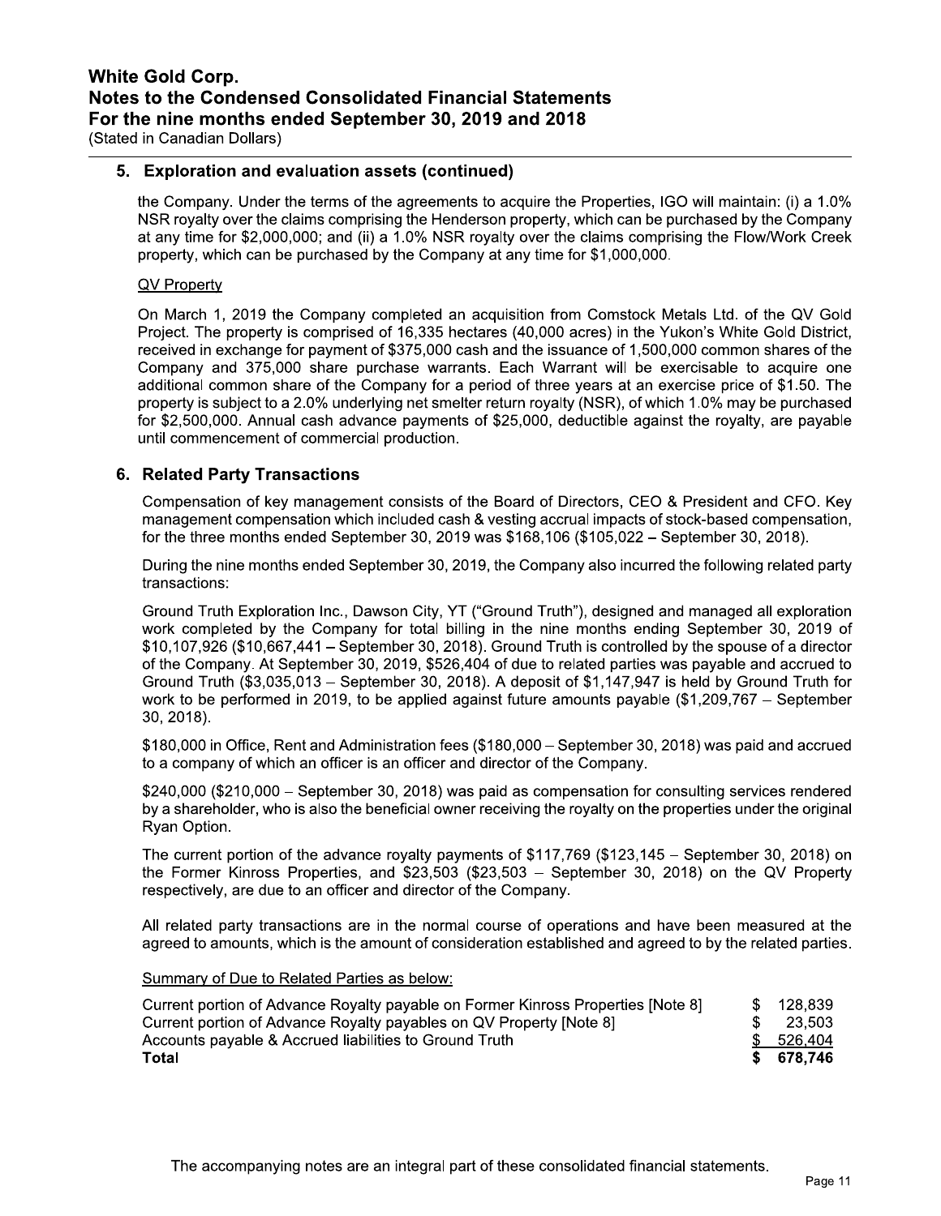## 5. Exploration and evaluation assets (continued)

the Company. Under the terms of the agreements to acquire the Properties, IGO will maintain: (i) a 1.0% NSR royalty over the claims comprising the Henderson property, which can be purchased by the Company at any time for $2,000,000; and (ii) a 1.0% NSR royalty over the claims comprising the Flow/Work Creek property, which can be purchased by the Company at any time for $1,000,000.

QV Property

On March 1, 2019 the Company completed an acquisition from Comstock Metals Ltd. of the QV Gold Project. The property is comprised of 16,335 hectares (40,000 acres) in the Yukon's White Gold District, received in exchange for payment of $375,000 cash and the issuance of 1,500,000 common shares of the Company and 375,000 share purchase warrants. Each Warrant will be exercisable to acquire one additional common share of the Company for a period of three years at an exercise price of $1.50. The property is subject to a 2.0% underlying net smelter return royalty (NSR), of which 1.0% may be purchased for $2,500,000. Annual cash advance payments of $25,000, deductible against the royalty, are payable until commencement of commercial production.

## 6. Related Party Transactions

Compensation of key management consists of the Board of Directors, CEO & President and CFO. Key management compensation which included cash & vesting accrual impacts of stock-based compensation, for the three months ended September 30, 2019 was $168,106 ($105,022 – September 30, 2018).

During the nine months ended September 30, 2019, the Company also incurred the following related party transactions:

Ground Truth Exploration Inc., Dawson City, YT ("Ground Truth"), designed and managed all exploration work completed by the Company for total billing in the nine months ending September 30, 2019 of $10,107,926 ($10,667,441 – September 30, 2018). Ground Truth is controlled by the spouse of a director of the Company. At September 30, 2019, $526,404 of due to related parties was payable and accrued to Ground Truth ($3,035,013 – September 30, 2018). A deposit of $1,147,947 is held by Ground Truth for work to be performed in 2019, to be applied against future amounts payable ($1,209,767 – September 30, 2018).

$180,000 in Office, Rent and Administration fees ($180,000 – September 30, 2018) was paid and accrued to a company of which an officer is an officer and director of the Company.

$240,000 ($210,000 – September 30, 2018) was paid as compensation for consulting services rendered by a shareholder, who is also the beneficial owner receiving the royalty on the properties under the original Ryan Option.

The current portion of the advance royalty payments of $117,769 ($123,145 – September 30, 2018) on the Former Kinross Properties, and $23,503 ($23,503 – September 30, 2018) on the QV Property respectively, are due to an officer and director of the Company.

All related party transactions are in the normal course of operations and have been measured at the agreed to amounts, which is the amount of consideration established and agreed to by the related parties.

Summary of Due to Related Parties as below:

| | |
|---|---|
| Current portion of Advance Royalty payable on Former Kinross Properties [Note 8] | $ 128,839 |
| Current portion of Advance Royalty payables on QV Property [Note 8] | $ 23,503 |
| Accounts payable & Accrued liabilities to Ground Truth | $ 526,404 |
| **Total** | **$ 678,746** |

The accompanying notes are an integral part of these consolidated financial statements.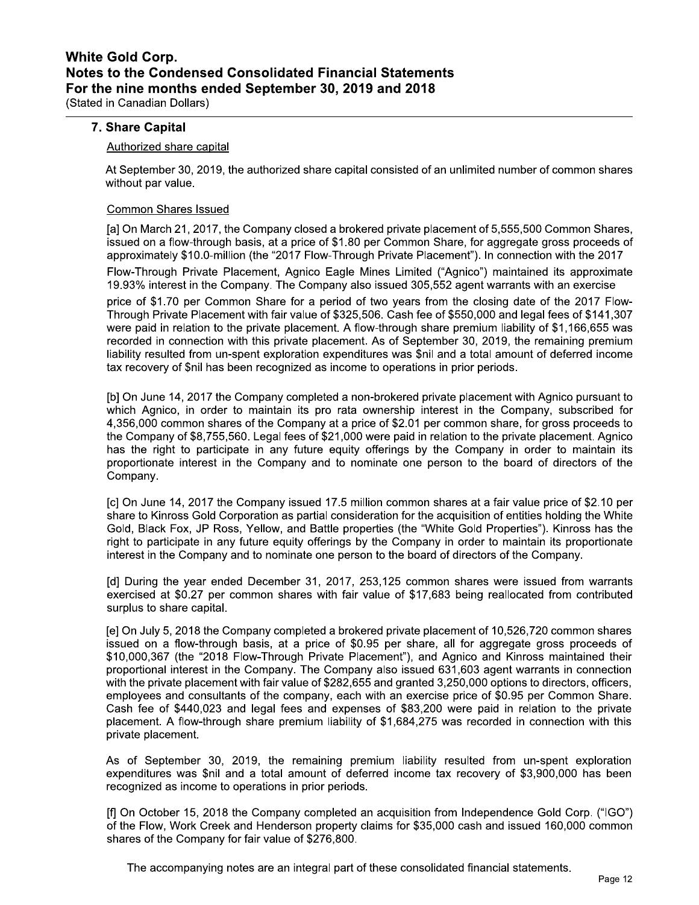## 7. Share Capital

Authorized share capital

At September 30, 2019, the authorized share capital consisted of an unlimited number of common shares without par value.

Common Shares Issued

[a] On March 21, 2017, the Company closed a brokered private placement of 5,555,500 Common Shares, issued on a flow-through basis, at a price of $1.80 per Common Share, for aggregate gross proceeds of approximately $10.0-million (the "2017 Flow-Through Private Placement"). In connection with the 2017 Flow-Through Private Placement, Agnico Eagle Mines Limited ("Agnico") maintained its approximate 19.93% interest in the Company. The Company also issued 305,552 agent warrants with an exercise price of $1.70 per Common Share for a period of two years from the closing date of the 2017 Flow-Through Private Placement with fair value of $325,506. Cash fee of $550,000 and legal fees of $141,307 were paid in relation to the private placement. A flow-through share premium liability of $1,166,655 was recorded in connection with this private placement. As of September 30, 2019, the remaining premium liability resulted from un-spent exploration expenditures was $nil and a total amount of deferred income tax recovery of $nil has been recognized as income to operations in prior periods.

[b] On June 14, 2017 the Company completed a non-brokered private placement with Agnico pursuant to which Agnico, in order to maintain its pro rata ownership interest in the Company, subscribed for 4,356,000 common shares of the Company at a price of $2.01 per common share, for gross proceeds to the Company of $8,755,560. Legal fees of $21,000 were paid in relation to the private placement. Agnico has the right to participate in any future equity offerings by the Company in order to maintain its proportionate interest in the Company and to nominate one person to the board of directors of the Company.

[c] On June 14, 2017 the Company issued 17.5 million common shares at a fair value price of $2.10 per share to Kinross Gold Corporation as partial consideration for the acquisition of entities holding the White Gold, Black Fox, JP Ross, Yellow, and Battle properties (the "White Gold Properties"). Kinross has the right to participate in any future equity offerings by the Company in order to maintain its proportionate interest in the Company and to nominate one person to the board of directors of the Company.

[d] During the year ended December 31, 2017, 253,125 common shares were issued from warrants exercised at $0.27 per common shares with fair value of $17,683 being reallocated from contributed surplus to share capital.

[e] On July 5, 2018 the Company completed a brokered private placement of 10,526,720 common shares issued on a flow-through basis, at a price of $0.95 per share, all for aggregate gross proceeds of $10,000,367 (the "2018 Flow-Through Private Placement"), and Agnico and Kinross maintained their proportional interest in the Company. The Company also issued 631,603 agent warrants in connection with the private placement with fair value of $282,655 and granted 3,250,000 options to directors, officers, employees and consultants of the company, each with an exercise price of $0.95 per Common Share. Cash fee of $440,023 and legal fees and expenses of $83,200 were paid in relation to the private placement. A flow-through share premium liability of $1,684,275 was recorded in connection with this private placement.

As of September 30, 2019, the remaining premium liability resulted from un-spent exploration expenditures was $nil and a total amount of deferred income tax recovery of $3,900,000 has been recognized as income to operations in prior periods.

[f] On October 15, 2018 the Company completed an acquisition from Independence Gold Corp. ("IGO") of the Flow, Work Creek and Henderson property claims for $35,000 cash and issued 160,000 common shares of the Company for fair value of $276,800.

The accompanying notes are an integral part of these consolidated financial statements.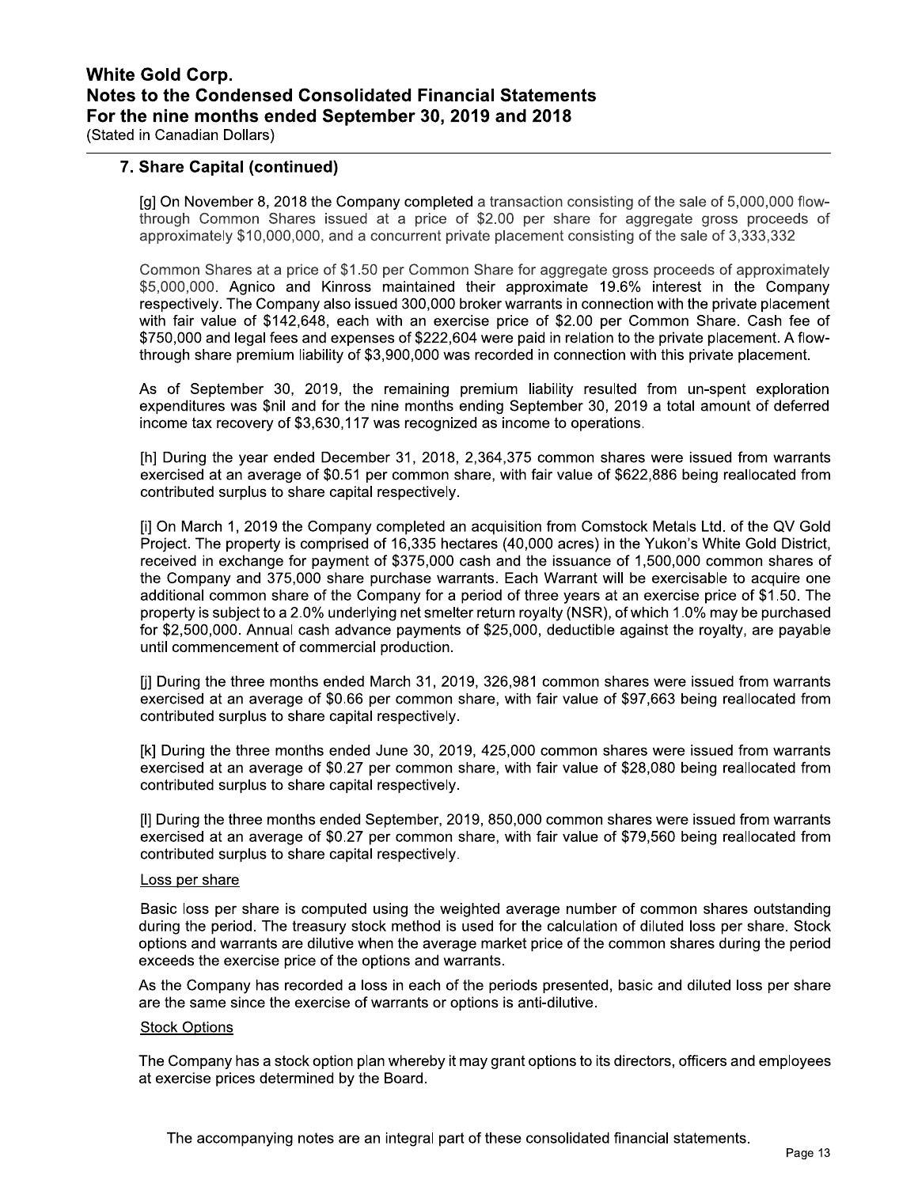## 7. Share Capital (continued)

[g] On November 8, 2018 the Company completed a transaction consisting of the sale of 5,000,000 flow-through Common Shares issued at a price of $2.00 per share for aggregate gross proceeds of approximately $10,000,000, and a concurrent private placement consisting of the sale of 3,333,332

Common Shares at a price of $1.50 per Common Share for aggregate gross proceeds of approximately $5,000,000. Agnico and Kinross maintained their approximate 19.6% interest in the Company respectively. The Company also issued 300,000 broker warrants in connection with the private placement with fair value of $142,648, each with an exercise price of $2.00 per Common Share. Cash fee of $750,000 and legal fees and expenses of $222,604 were paid in relation to the private placement. A flow-through share premium liability of $3,900,000 was recorded in connection with this private placement.

As of September 30, 2019, the remaining premium liability resulted from un-spent exploration expenditures was $nil and for the nine months ending September 30, 2019 a total amount of deferred income tax recovery of $3,630,117 was recognized as income to operations.

[h] During the year ended December 31, 2018, 2,364,375 common shares were issued from warrants exercised at an average of $0.51 per common share, with fair value of $622,886 being reallocated from contributed surplus to share capital respectively.

[i] On March 1, 2019 the Company completed an acquisition from Comstock Metals Ltd. of the QV Gold Project. The property is comprised of 16,335 hectares (40,000 acres) in the Yukon's White Gold District, received in exchange for payment of $375,000 cash and the issuance of 1,500,000 common shares of the Company and 375,000 share purchase warrants. Each Warrant will be exercisable to acquire one additional common share of the Company for a period of three years at an exercise price of $1.50. The property is subject to a 2.0% underlying net smelter return royalty (NSR), of which 1.0% may be purchased for $2,500,000. Annual cash advance payments of $25,000, deductible against the royalty, are payable until commencement of commercial production.

[j] During the three months ended March 31, 2019, 326,981 common shares were issued from warrants exercised at an average of $0.66 per common share, with fair value of $97,663 being reallocated from contributed surplus to share capital respectively.

[k] During the three months ended June 30, 2019, 425,000 common shares were issued from warrants exercised at an average of $0.27 per common share, with fair value of $28,080 being reallocated from contributed surplus to share capital respectively.

[l] During the three months ended September, 2019, 850,000 common shares were issued from warrants exercised at an average of $0.27 per common share, with fair value of $79,560 being reallocated from contributed surplus to share capital respectively.

### Loss per share

Basic loss per share is computed using the weighted average number of common shares outstanding during the period. The treasury stock method is used for the calculation of diluted loss per share. Stock options and warrants are dilutive when the average market price of the common shares during the period exceeds the exercise price of the options and warrants.

As the Company has recorded a loss in each of the periods presented, basic and diluted loss per share are the same since the exercise of warrants or options is anti-dilutive.

### Stock Options

The Company has a stock option plan whereby it may grant options to its directors, officers and employees at exercise prices determined by the Board.

The accompanying notes are an integral part of these consolidated financial statements.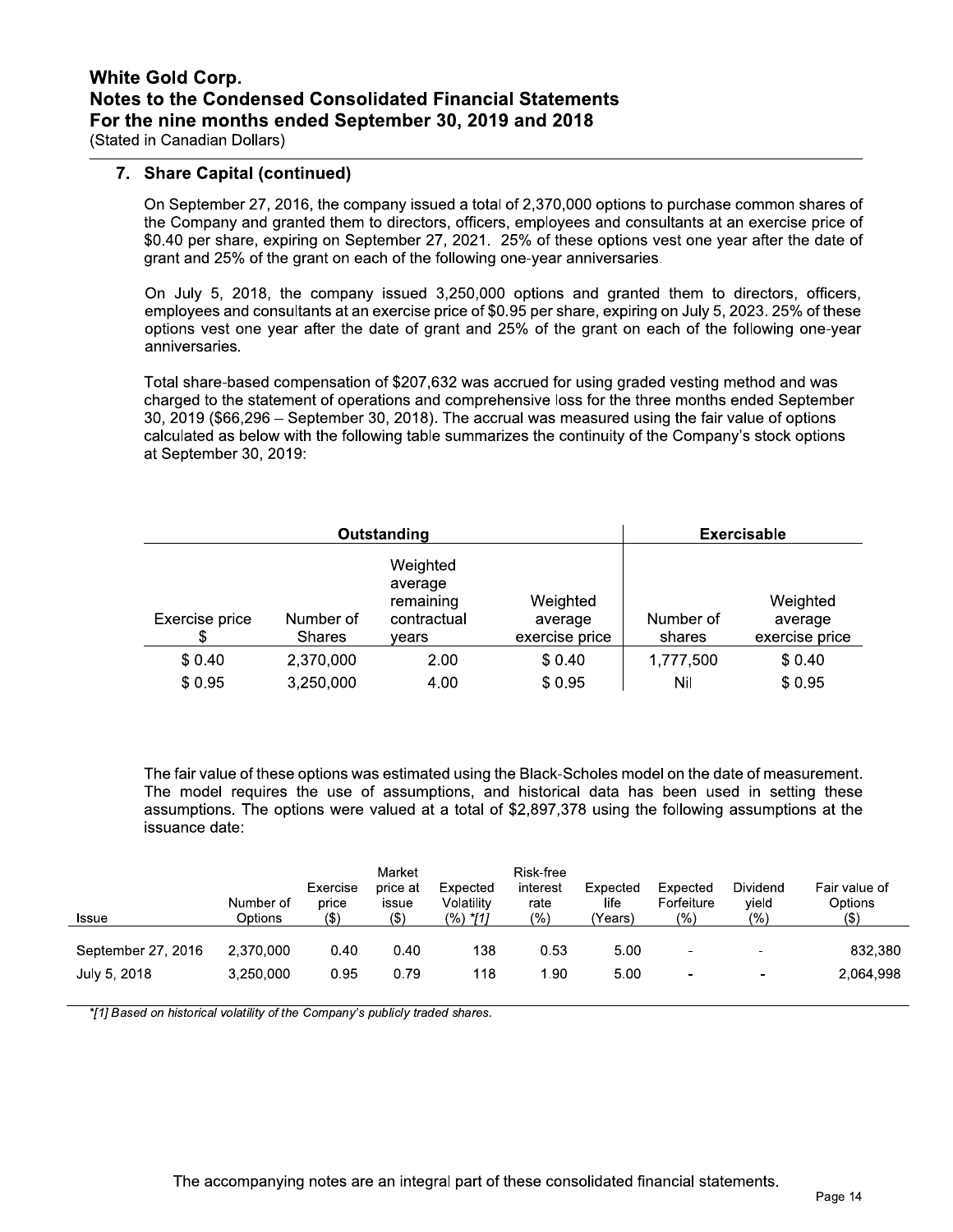## 7. Share Capital (continued)

On September 27, 2016, the company issued a total of 2,370,000 options to purchase common shares of the Company and granted them to directors, officers, employees and consultants at an exercise price of $0.40 per share, expiring on September 27, 2021. 25% of these options vest one year after the date of grant and 25% of the grant on each of the following one-year anniversaries.

On July 5, 2018, the company issued 3,250,000 options and granted them to directors, officers, employees and consultants at an exercise price of $0.95 per share, expiring on July 5, 2023. 25% of these options vest one year after the date of grant and 25% of the grant on each of the following one-year anniversaries.

Total share-based compensation of $207,632 was accrued for using graded vesting method and was charged to the statement of operations and comprehensive loss for the three months ended September 30, 2019 ($66,296 – September 30, 2018). The accrual was measured using the fair value of options calculated as below with the following table summarizes the continuity of the Company's stock options at September 30, 2019:

| Outstanding | | | | Exercisable | |
|---|---|---|---|---|---|
| Exercise price $ | Number of Shares | Weighted average remaining contractual years | Weighted average exercise price | Number of shares | Weighted average exercise price |
| $ 0.40 | 2,370,000 | 2.00 | $ 0.40 | 1,777,500 | $ 0.40 |
| $ 0.95 | 3,250,000 | 4.00 | $ 0.95 | Nil | $ 0.95 |

The fair value of these options was estimated using the Black-Scholes model on the date of measurement. The model requires the use of assumptions, and historical data has been used in setting these assumptions. The options were valued at a total of $2,897,378 using the following assumptions at the issuance date:

| Issue | Number of Options | Exercise price ($) | Market price at issue ($) | Expected Volatility (%) *[1] | Risk-free interest rate (%) | Expected life (Years) | Expected Forfeiture (%) | Dividend yield (%) | Fair value of Options ($) |
|---|---|---|---|---|---|---|---|---|---|
| September 27, 2016 | 2,370,000 | 0.40 | 0.40 | 138 | 0.53 | 5.00 | - | - | 832,380 |
| July 5, 2018 | 3,250,000 | 0.95 | 0.79 | 118 | 1.90 | 5.00 | - | - | 2,064,998 |

*\*[1] Based on historical volatility of the Company's publicly traded shares.*

The accompanying notes are an integral part of these consolidated financial statements.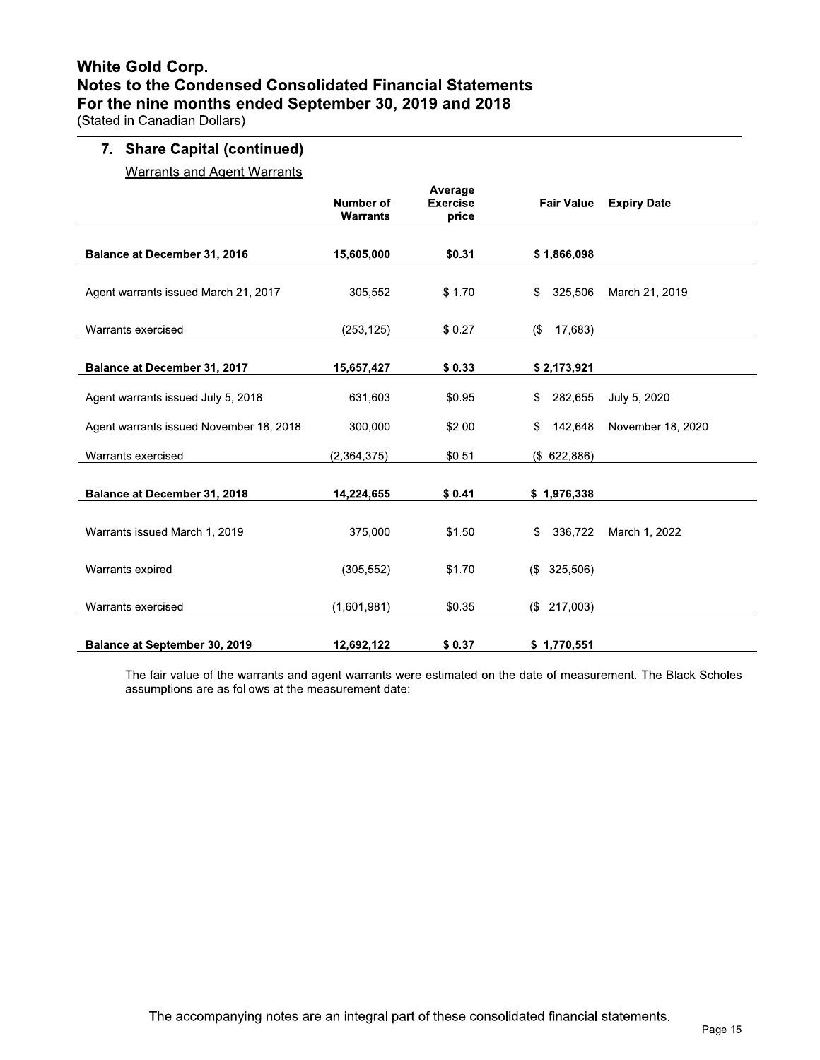# White Gold Corp.
# Notes to the Condensed Consolidated Financial Statements
# For the nine months ended September 30, 2019 and 2018
(Stated in Canadian Dollars)

## 7. Share Capital (continued)

Warrants and Agent Warrants

| | Number of Warrants | Average Exercise price | Fair Value | Expiry Date |
|---|---|---|---|---|
| **Balance at December 31, 2016** | **15,605,000** | **$0.31** | **$ 1,866,098** | |
| Agent warrants issued March 21, 2017 | 305,552 | $ 1.70 | $ 325,506 | March 21, 2019 |
| Warrants exercised | (253,125) | $ 0.27 | ($ 17,683) | |
| **Balance at December 31, 2017** | **15,657,427** | **$ 0.33** | **$ 2,173,921** | |
| Agent warrants issued July 5, 2018 | 631,603 | $0.95 | $ 282,655 | July 5, 2020 |
| Agent warrants issued November 18, 2018 | 300,000 | $2.00 | $ 142,648 | November 18, 2020 |
| Warrants exercised | (2,364,375) | $0.51 | ($ 622,886) | |
| **Balance at December 31, 2018** | **14,224,655** | **$ 0.41** | **$ 1,976,338** | |
| Warrants issued March 1, 2019 | 375,000 | $1.50 | $ 336,722 | March 1, 2022 |
| Warrants expired | (305,552) | $1.70 | ($ 325,506) | |
| Warrants exercised | (1,601,981) | $0.35 | ($ 217,003) | |
| **Balance at September 30, 2019** | **12,692,122** | **$ 0.37** | **$ 1,770,551** | |

The fair value of the warrants and agent warrants were estimated on the date of measurement. The Black Scholes assumptions are as follows at the measurement date:

The accompanying notes are an integral part of these consolidated financial statements.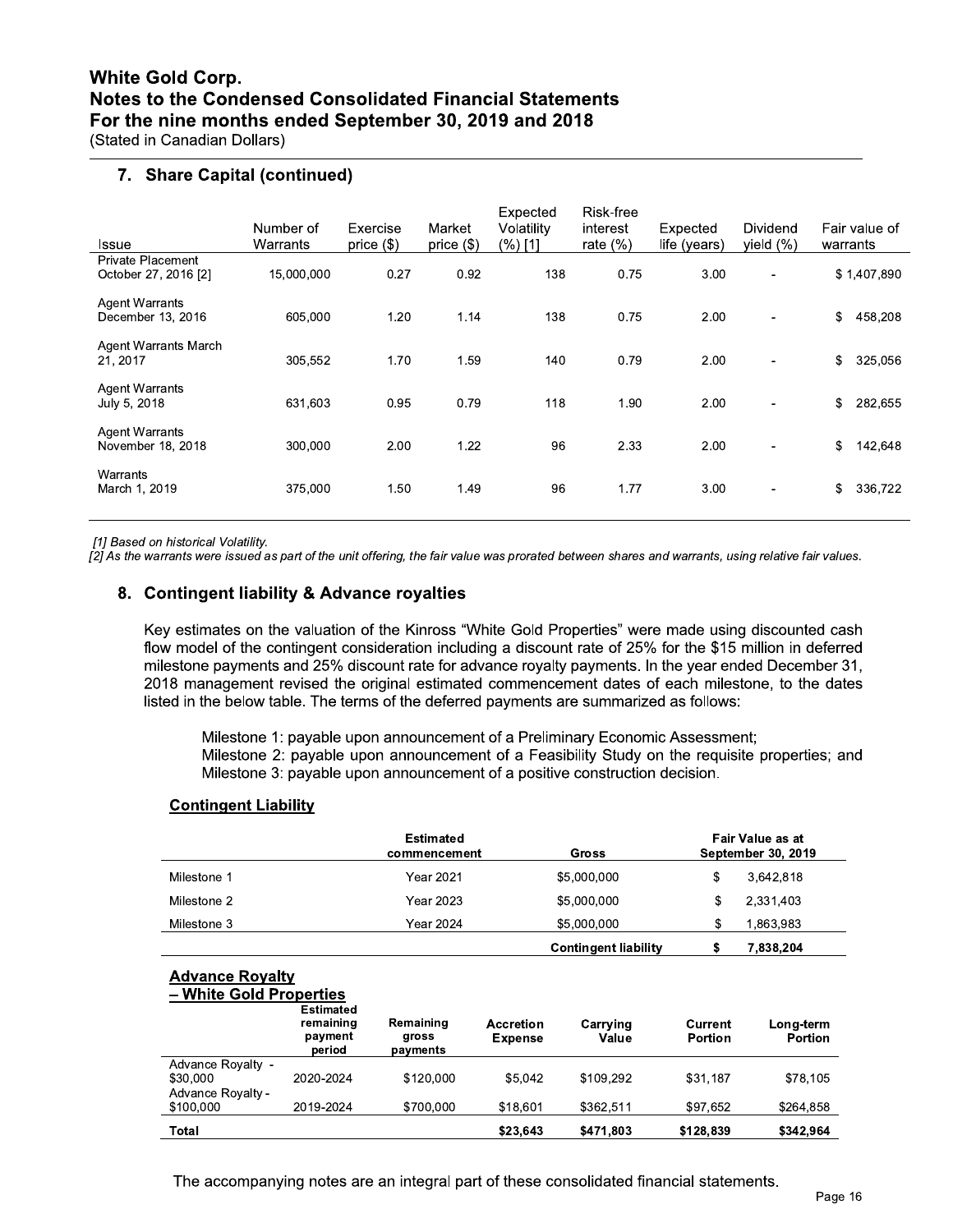## 7. Share Capital (continued)

| Issue | Number of Warrants | Exercise price ($) | Market price ($) | Expected Volatility (%) [1] | Risk-free interest rate (%) | Expected life (years) | Dividend yield (%) | Fair value of warrants |
|---|---|---|---|---|---|---|---|---|
| Private Placement October 27, 2016 [2] | 15,000,000 | 0.27 | 0.92 | 138 | 0.75 | 3.00 | - | $ 1,407,890 |
| Agent Warrants December 13, 2016 | 605,000 | 1.20 | 1.14 | 138 | 0.75 | 2.00 | - | $ 458,208 |
| Agent Warrants March 21, 2017 | 305,552 | 1.70 | 1.59 | 140 | 0.79 | 2.00 | - | $ 325,056 |
| Agent Warrants July 5, 2018 | 631,603 | 0.95 | 0.79 | 118 | 1.90 | 2.00 | - | $ 282,655 |
| Agent Warrants November 18, 2018 | 300,000 | 2.00 | 1.22 | 96 | 2.33 | 2.00 | - | $ 142,648 |
| Warrants March 1, 2019 | 375,000 | 1.50 | 1.49 | 96 | 1.77 | 3.00 | - | $ 336,722 |

*[1] Based on historical Volatility.*
*[2] As the warrants were issued as part of the unit offering, the fair value was prorated between shares and warrants, using relative fair values.*

## 8. Contingent liability & Advance royalties

Key estimates on the valuation of the Kinross "White Gold Properties" were made using discounted cash flow model of the contingent consideration including a discount rate of 25% for the $15 million in deferred milestone payments and 25% discount rate for advance royalty payments. In the year ended December 31, 2018 management revised the original estimated commencement dates of each milestone, to the dates listed in the below table. The terms of the deferred payments are summarized as follows:

Milestone 1: payable upon announcement of a Preliminary Economic Assessment;
Milestone 2: payable upon announcement of a Feasibility Study on the requisite properties; and
Milestone 3: payable upon announcement of a positive construction decision.

**Contingent Liability**

| | Estimated commencement | Gross | Fair Value as at September 30, 2019 |
|---|---|---|---|
| Milestone 1 | Year 2021 | $5,000,000 | $ 3,642,818 |
| Milestone 2 | Year 2023 | $5,000,000 | $ 2,331,403 |
| Milestone 3 | Year 2024 | $5,000,000 | $ 1,863,983 |
| | | **Contingent liability** | **$ 7,838,204** |

**Advance Royalty – White Gold Properties**

| | Estimated remaining payment period | Remaining gross payments | Accretion Expense | Carrying Value | Current Portion | Long-term Portion |
|---|---|---|---|---|---|---|
| Advance Royalty - $30,000 | 2020-2024 | $120,000 | $5,042 | $109,292 | $31,187 | $78,105 |
| Advance Royalty - $100,000 | 2019-2024 | $700,000 | $18,601 | $362,511 | $97,652 | $264,858 |
| **Total** | | | **$23,643** | **$471,803** | **$128,839** | **$342,964** |

The accompanying notes are an integral part of these consolidated financial statements.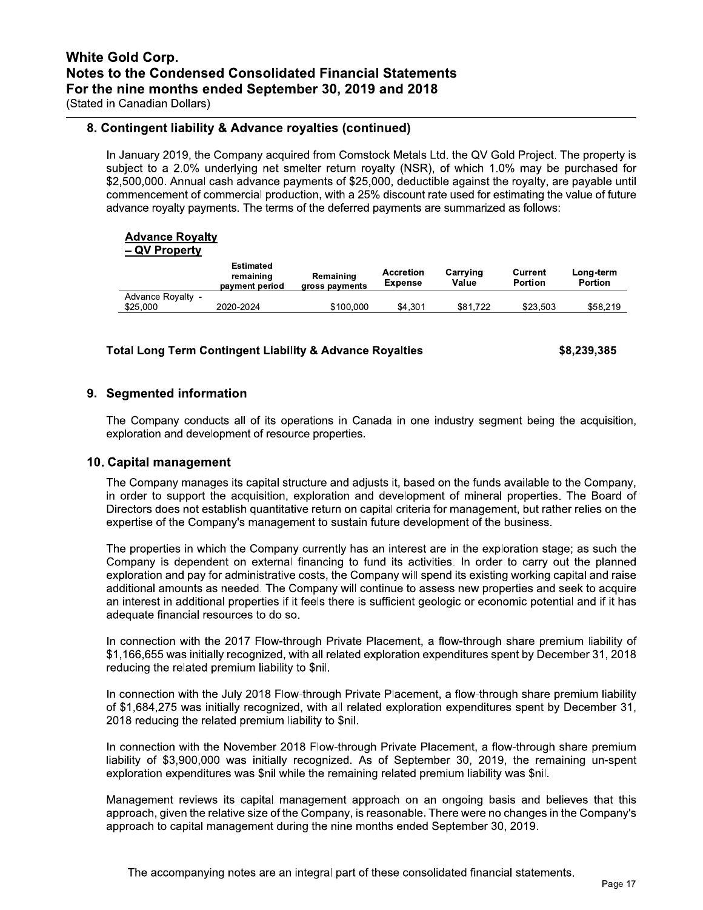## 8. Contingent liability & Advance royalties (continued)

In January 2019, the Company acquired from Comstock Metals Ltd. the QV Gold Project. The property is subject to a 2.0% underlying net smelter return royalty (NSR), of which 1.0% may be purchased for $2,500,000. Annual cash advance payments of $25,000, deductible against the royalty, are payable until commencement of commercial production, with a 25% discount rate used for estimating the value of future advance royalty payments. The terms of the deferred payments are summarized as follows:

**Advance Royalty – QV Property**

| | Estimated remaining payment period | Remaining gross payments | Accretion Expense | Carrying Value | Current Portion | Long-term Portion |
|---|---|---|---|---|---|---|
| Advance Royalty - $25,000 | 2020-2024 | $100,000 | $4,301 | $81,722 | $23,503 | $58,219 |

**Total Long Term Contingent Liability & Advance Royalties** **$8,239,385**

## 9. Segmented information

The Company conducts all of its operations in Canada in one industry segment being the acquisition, exploration and development of resource properties.

## 10. Capital management

The Company manages its capital structure and adjusts it, based on the funds available to the Company, in order to support the acquisition, exploration and development of mineral properties. The Board of Directors does not establish quantitative return on capital criteria for management, but rather relies on the expertise of the Company's management to sustain future development of the business.

The properties in which the Company currently has an interest are in the exploration stage; as such the Company is dependent on external financing to fund its activities. In order to carry out the planned exploration and pay for administrative costs, the Company will spend its existing working capital and raise additional amounts as needed. The Company will continue to assess new properties and seek to acquire an interest in additional properties if it feels there is sufficient geologic or economic potential and if it has adequate financial resources to do so.

In connection with the 2017 Flow-through Private Placement, a flow-through share premium liability of $1,166,655 was initially recognized, with all related exploration expenditures spent by December 31, 2018 reducing the related premium liability to $nil.

In connection with the July 2018 Flow-through Private Placement, a flow-through share premium liability of $1,684,275 was initially recognized, with all related exploration expenditures spent by December 31, 2018 reducing the related premium liability to $nil.

In connection with the November 2018 Flow-through Private Placement, a flow-through share premium liability of $3,900,000 was initially recognized. As of September 30, 2019, the remaining un-spent exploration expenditures was $nil while the remaining related premium liability was $nil.

Management reviews its capital management approach on an ongoing basis and believes that this approach, given the relative size of the Company, is reasonable. There were no changes in the Company's approach to capital management during the nine months ended September 30, 2019.

The accompanying notes are an integral part of these consolidated financial statements.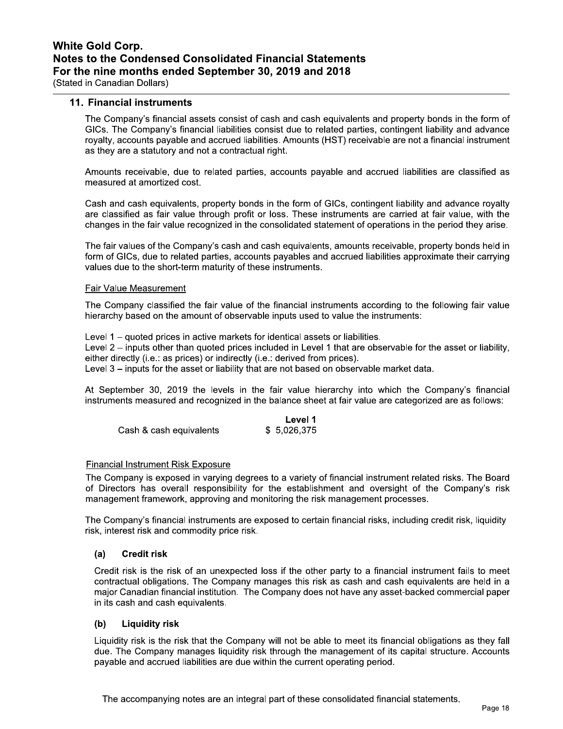## 11. Financial instruments

The Company's financial assets consist of cash and cash equivalents and property bonds in the form of GICs. The Company's financial liabilities consist due to related parties, contingent liability and advance royalty, accounts payable and accrued liabilities. Amounts (HST) receivable are not a financial instrument as they are a statutory and not a contractual right.

Amounts receivable, due to related parties, accounts payable and accrued liabilities are classified as measured at amortized cost.

Cash and cash equivalents, property bonds in the form of GICs, contingent liability and advance royalty are classified as fair value through profit or loss. These instruments are carried at fair value, with the changes in the fair value recognized in the consolidated statement of operations in the period they arise.

The fair values of the Company's cash and cash equivalents, amounts receivable, property bonds held in form of GICs, due to related parties, accounts payables and accrued liabilities approximate their carrying values due to the short-term maturity of these instruments.

### Fair Value Measurement

The Company classified the fair value of the financial instruments according to the following fair value hierarchy based on the amount of observable inputs used to value the instruments:

Level 1 – quoted prices in active markets for identical assets or liabilities.
Level 2 – inputs other than quoted prices included in Level 1 that are observable for the asset or liability, either directly (i.e.: as prices) or indirectly (i.e.: derived from prices).
Level 3 – inputs for the asset or liability that are not based on observable market data.

At September 30, 2019 the levels in the fair value hierarchy into which the Company's financial instruments measured and recognized in the balance sheet at fair value are categorized are as follows:

| | Level 1 |
|---|---|
| Cash & cash equivalents | $ 5,026,375 |

### Financial Instrument Risk Exposure

The Company is exposed in varying degrees to a variety of financial instrument related risks. The Board of Directors has overall responsibility for the establishment and oversight of the Company's risk management framework, approving and monitoring the risk management processes.

The Company's financial instruments are exposed to certain financial risks, including credit risk, liquidity risk, interest risk and commodity price risk.

#### (a) Credit risk

Credit risk is the risk of an unexpected loss if the other party to a financial instrument fails to meet contractual obligations. The Company manages this risk as cash and cash equivalents are held in a major Canadian financial institution. The Company does not have any asset-backed commercial paper in its cash and cash equivalents.

#### (b) Liquidity risk

Liquidity risk is the risk that the Company will not be able to meet its financial obligations as they fall due. The Company manages liquidity risk through the management of its capital structure. Accounts payable and accrued liabilities are due within the current operating period.

The accompanying notes are an integral part of these consolidated financial statements.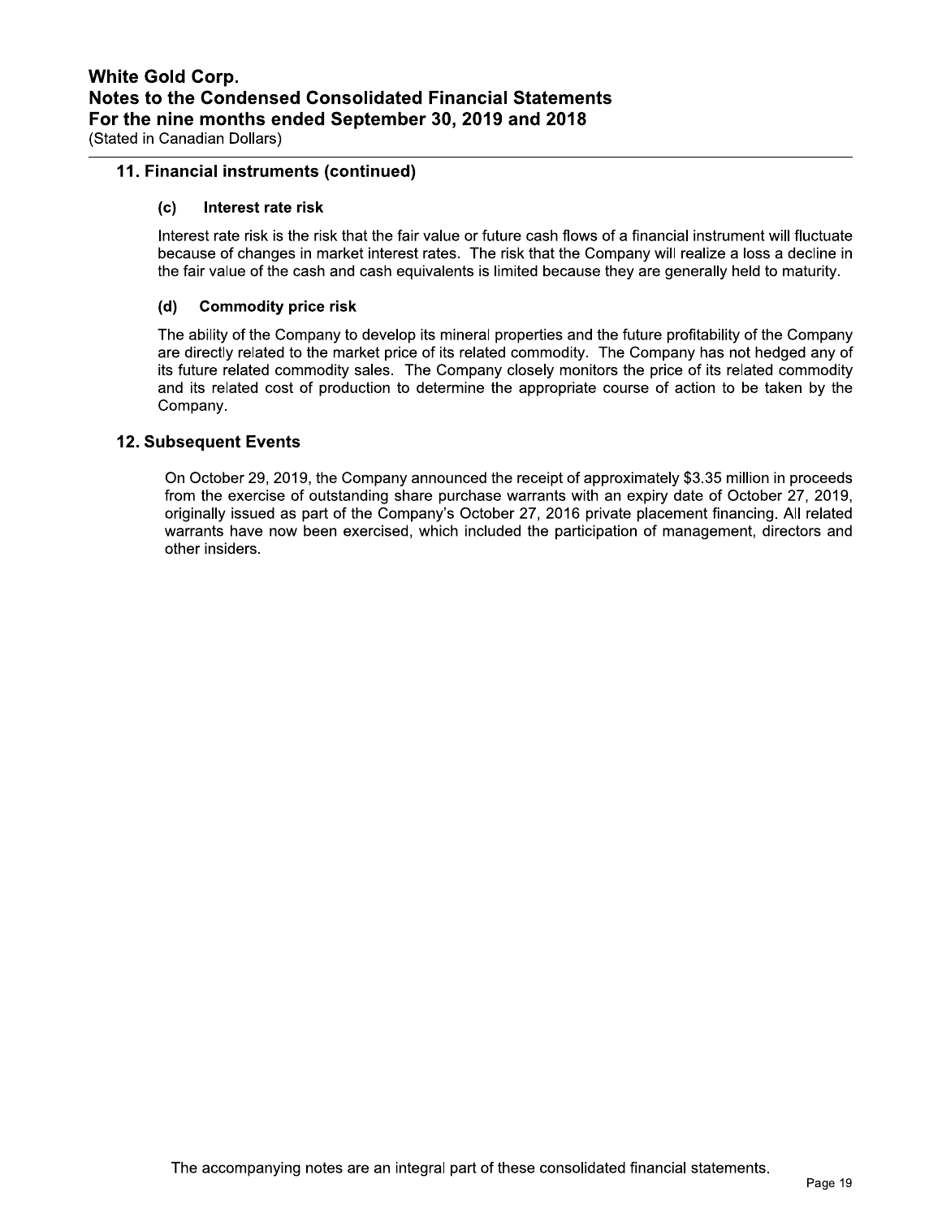## 11. Financial instruments (continued)

### (c) Interest rate risk

Interest rate risk is the risk that the fair value or future cash flows of a financial instrument will fluctuate because of changes in market interest rates. The risk that the Company will realize a loss a decline in the fair value of the cash and cash equivalents is limited because they are generally held to maturity.

### (d) Commodity price risk

The ability of the Company to develop its mineral properties and the future profitability of the Company are directly related to the market price of its related commodity. The Company has not hedged any of its future related commodity sales. The Company closely monitors the price of its related commodity and its related cost of production to determine the appropriate course of action to be taken by the Company.

## 12. Subsequent Events

On October 29, 2019, the Company announced the receipt of approximately $3.35 million in proceeds from the exercise of outstanding share purchase warrants with an expiry date of October 27, 2019, originally issued as part of the Company's October 27, 2016 private placement financing. All related warrants have now been exercised, which included the participation of management, directors and other insiders.

The accompanying notes are an integral part of these consolidated financial statements.